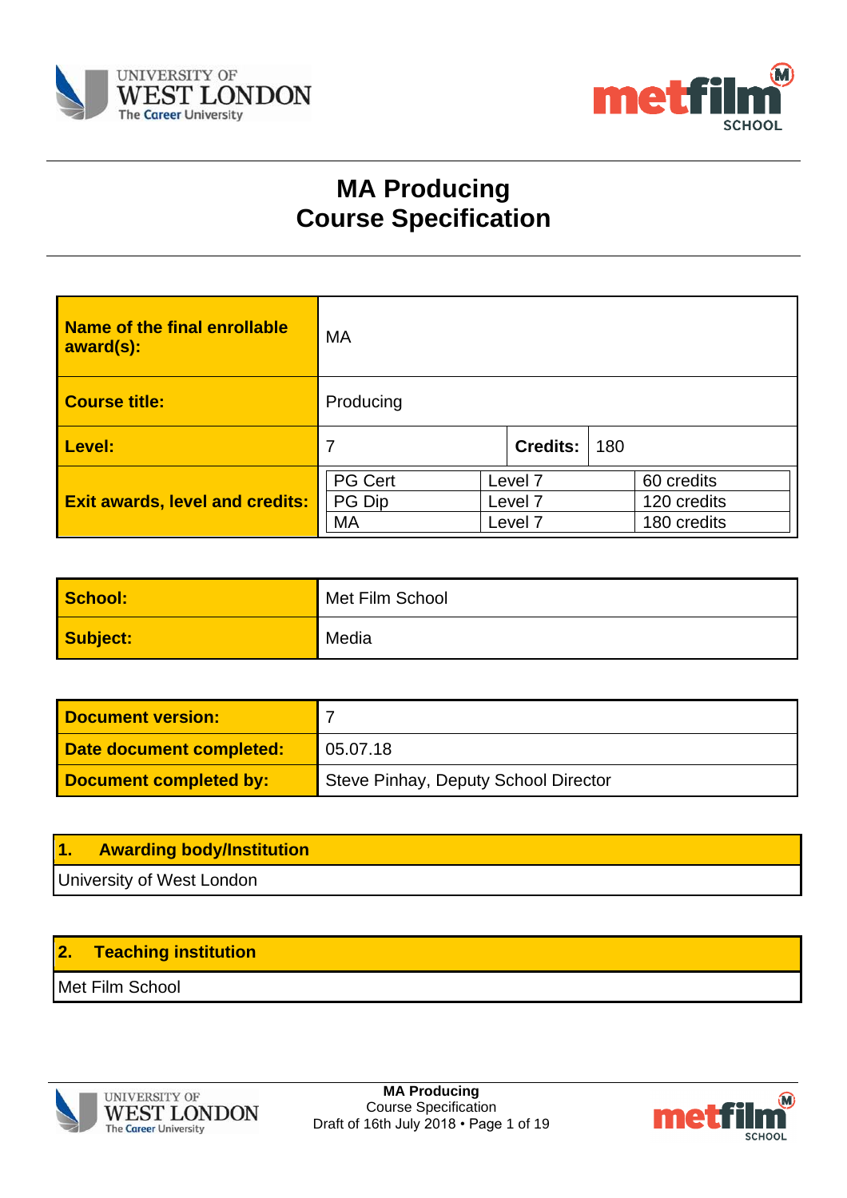# MA Producing
# Course Specification

| Name of the final enrollable award(s): | MA | | |
|---|---|---|---|
| Course title: | Producing | | |
| Level: | 7 | Credits: | 180 |
| Exit awards, level and credits: | PG Cert | Level 7 | 60 credits |
| | PG Dip | Level 7 | 120 credits |
| | MA | Level 7 | 180 credits |

| School: | Met Film School |
|---|---|
| Subject: | Media |

| Document version: | 7 |
|---|---|
| Date document completed: | 05.07.18 |
| Document completed by: | Steve Pinhay, Deputy School Director |

## 1. Awarding body/Institution

University of West London

## 2. Teaching institution

Met Film School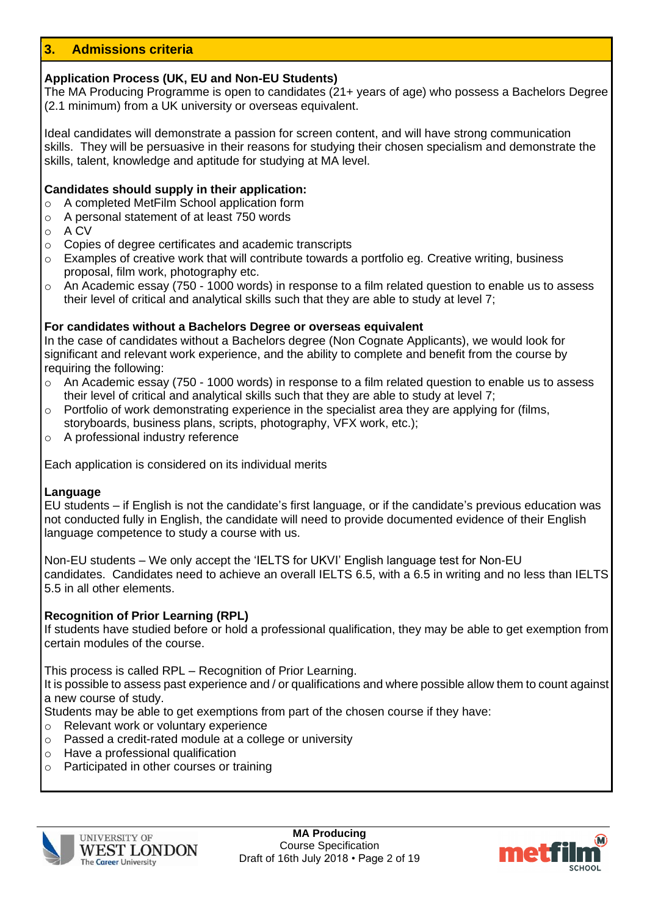## 3. Admissions criteria

**Application Process (UK, EU and Non-EU Students)**

The MA Producing Programme is open to candidates (21+ years of age) who possess a Bachelors Degree (2.1 minimum) from a UK university or overseas equivalent.

Ideal candidates will demonstrate a passion for screen content, and will have strong communication skills. They will be persuasive in their reasons for studying their chosen specialism and demonstrate the skills, talent, knowledge and aptitude for studying at MA level.

**Candidates should supply in their application:**

- A completed MetFilm School application form
- A personal statement of at least 750 words
- A CV
- Copies of degree certificates and academic transcripts
- Examples of creative work that will contribute towards a portfolio eg. Creative writing, business proposal, film work, photography etc.
- An Academic essay (750 - 1000 words) in response to a film related question to enable us to assess their level of critical and analytical skills such that they are able to study at level 7;

**For candidates without a Bachelors Degree or overseas equivalent**

In the case of candidates without a Bachelors degree (Non Cognate Applicants), we would look for significant and relevant work experience, and the ability to complete and benefit from the course by requiring the following:

- An Academic essay (750 - 1000 words) in response to a film related question to enable us to assess their level of critical and analytical skills such that they are able to study at level 7;
- Portfolio of work demonstrating experience in the specialist area they are applying for (films, storyboards, business plans, scripts, photography, VFX work, etc.);
- A professional industry reference

Each application is considered on its individual merits

**Language**

EU students – if English is not the candidate's first language, or if the candidate's previous education was not conducted fully in English, the candidate will need to provide documented evidence of their English language competence to study a course with us.

Non-EU students – We only accept the 'IELTS for UKVI' English language test for Non-EU candidates. Candidates need to achieve an overall IELTS 6.5, with a 6.5 in writing and no less than IELTS 5.5 in all other elements.

**Recognition of Prior Learning (RPL)**

If students have studied before or hold a professional qualification, they may be able to get exemption from certain modules of the course.

This process is called RPL – Recognition of Prior Learning.

It is possible to assess past experience and / or qualifications and where possible allow them to count against a new course of study.

Students may be able to get exemptions from part of the chosen course if they have:

- Relevant work or voluntary experience
- Passed a credit-rated module at a college or university
- Have a professional qualification
- Participated in other courses or training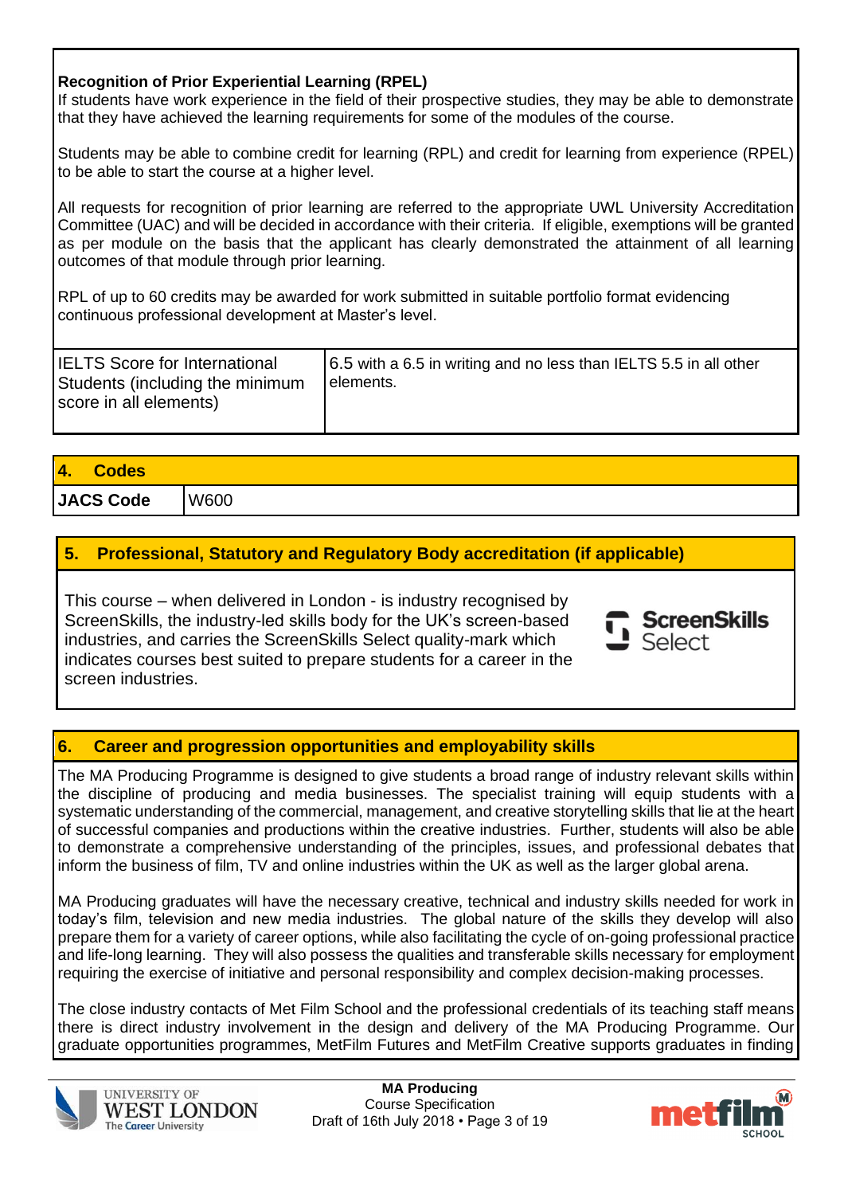**Recognition of Prior Experiential Learning (RPEL)**
If students have work experience in the field of their prospective studies, they may be able to demonstrate that they have achieved the learning requirements for some of the modules of the course.

Students may be able to combine credit for learning (RPL) and credit for learning from experience (RPEL) to be able to start the course at a higher level.

All requests for recognition of prior learning are referred to the appropriate UWL University Accreditation Committee (UAC) and will be decided in accordance with their criteria. If eligible, exemptions will be granted as per module on the basis that the applicant has clearly demonstrated the attainment of all learning outcomes of that module through prior learning.

RPL of up to 60 credits may be awarded for work submitted in suitable portfolio format evidencing continuous professional development at Master's level.

| IELTS Score for International Students (including the minimum score in all elements) | 6.5 with a 6.5 in writing and no less than IELTS 5.5 in all other elements. |
|---|---|

## 4. Codes

| JACS Code | W600 |
|---|---|

## 5. Professional, Statutory and Regulatory Body accreditation (if applicable)

This course – when delivered in London - is industry recognised by ScreenSkills, the industry-led skills body for the UK's screen-based industries, and carries the ScreenSkills Select quality-mark which indicates courses best suited to prepare students for a career in the screen industries.

ScreenSkills Select

## 6. Career and progression opportunities and employability skills

The MA Producing Programme is designed to give students a broad range of industry relevant skills within the discipline of producing and media businesses. The specialist training will equip students with a systematic understanding of the commercial, management, and creative storytelling skills that lie at the heart of successful companies and productions within the creative industries. Further, students will also be able to demonstrate a comprehensive understanding of the principles, issues, and professional debates that inform the business of film, TV and online industries within the UK as well as the larger global arena.

MA Producing graduates will have the necessary creative, technical and industry skills needed for work in today's film, television and new media industries. The global nature of the skills they develop will also prepare them for a variety of career options, while also facilitating the cycle of on-going professional practice and life-long learning. They will also possess the qualities and transferable skills necessary for employment requiring the exercise of initiative and personal responsibility and complex decision-making processes.

The close industry contacts of Met Film School and the professional credentials of its teaching staff means there is direct industry involvement in the design and delivery of the MA Producing Programme. Our graduate opportunities programmes, MetFilm Futures and MetFilm Creative supports graduates in finding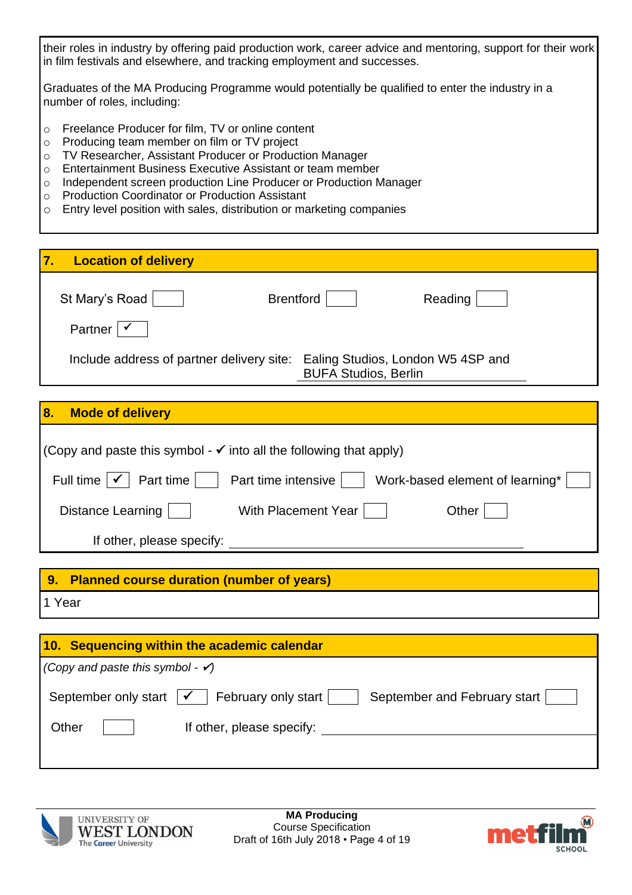their roles in industry by offering paid production work, career advice and mentoring, support for their work in film festivals and elsewhere, and tracking employment and successes.

Graduates of the MA Producing Programme would potentially be qualified to enter the industry in a number of roles, including:

- Freelance Producer for film, TV or online content
- Producing team member on film or TV project
- TV Researcher, Assistant Producer or Production Manager
- Entertainment Business Executive Assistant or team member
- Independent screen production Line Producer or Production Manager
- Production Coordinator or Production Assistant
- Entry level position with sales, distribution or marketing companies

## 7. Location of delivery

St Mary's Road [ ] Brentford [ ] Reading [ ]

Partner [✓]

Include address of partner delivery site: Ealing Studios, London W5 4SP and BUFA Studios, Berlin

## 8. Mode of delivery

(Copy and paste this symbol - ✓ into all the following that apply)

Full time [✓] Part time [ ] Part time intensive [ ] Work-based element of learning* [ ]

Distance Learning [ ] With Placement Year [ ] Other [ ]

If other, please specify: ______

## 9. Planned course duration (number of years)

1 Year

## 10. Sequencing within the academic calendar

*(Copy and paste this symbol - ✓)*

September only start [✓] February only start [ ] September and February start [ ]

Other [ ] If other, please specify: ______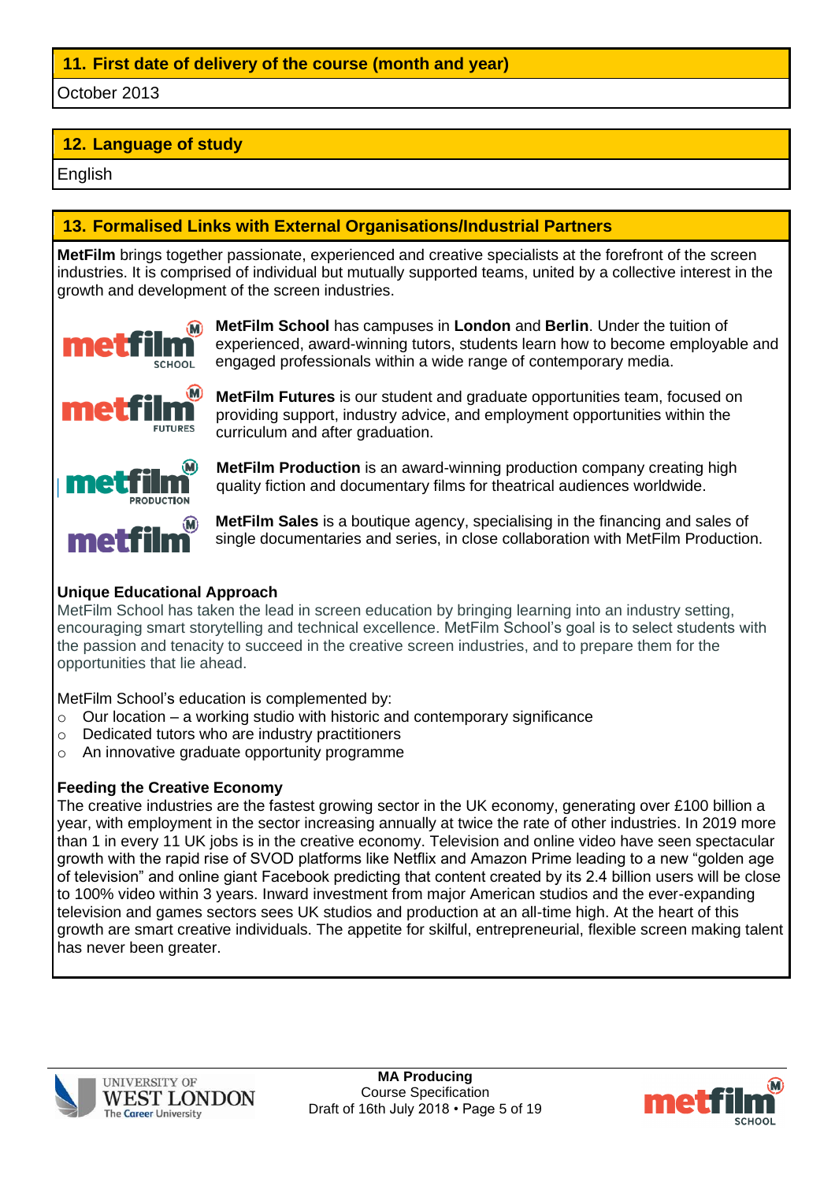## 11. First date of delivery of the course (month and year)

October 2013

## 12. Language of study

English

## 13. Formalised Links with External Organisations/Industrial Partners

**MetFilm** brings together passionate, experienced and creative specialists at the forefront of the screen industries. It is comprised of individual but mutually supported teams, united by a collective interest in the growth and development of the screen industries.

**MetFilm School** has campuses in **London** and **Berlin**. Under the tuition of experienced, award-winning tutors, students learn how to become employable and engaged professionals within a wide range of contemporary media.

**MetFilm Futures** is our student and graduate opportunities team, focused on providing support, industry advice, and employment opportunities within the curriculum and after graduation.

**MetFilm Production** is an award-winning production company creating high quality fiction and documentary films for theatrical audiences worldwide.

**MetFilm Sales** is a boutique agency, specialising in the financing and sales of single documentaries and series, in close collaboration with MetFilm Production.

**Unique Educational Approach**

MetFilm School has taken the lead in screen education by bringing learning into an industry setting, encouraging smart storytelling and technical excellence. MetFilm School's goal is to select students with the passion and tenacity to succeed in the creative screen industries, and to prepare them for the opportunities that lie ahead.

MetFilm School's education is complemented by:

- Our location – a working studio with historic and contemporary significance
- Dedicated tutors who are industry practitioners
- An innovative graduate opportunity programme

**Feeding the Creative Economy**

The creative industries are the fastest growing sector in the UK economy, generating over £100 billion a year, with employment in the sector increasing annually at twice the rate of other industries. In 2019 more than 1 in every 11 UK jobs is in the creative economy. Television and online video have seen spectacular growth with the rapid rise of SVOD platforms like Netflix and Amazon Prime leading to a new "golden age of television" and online giant Facebook predicting that content created by its 2.4 billion users will be close to 100% video within 3 years. Inward investment from major American studios and the ever-expanding television and games sectors sees UK studios and production at an all-time high. At the heart of this growth are smart creative individuals. The appetite for skilful, entrepreneurial, flexible screen making talent has never been greater.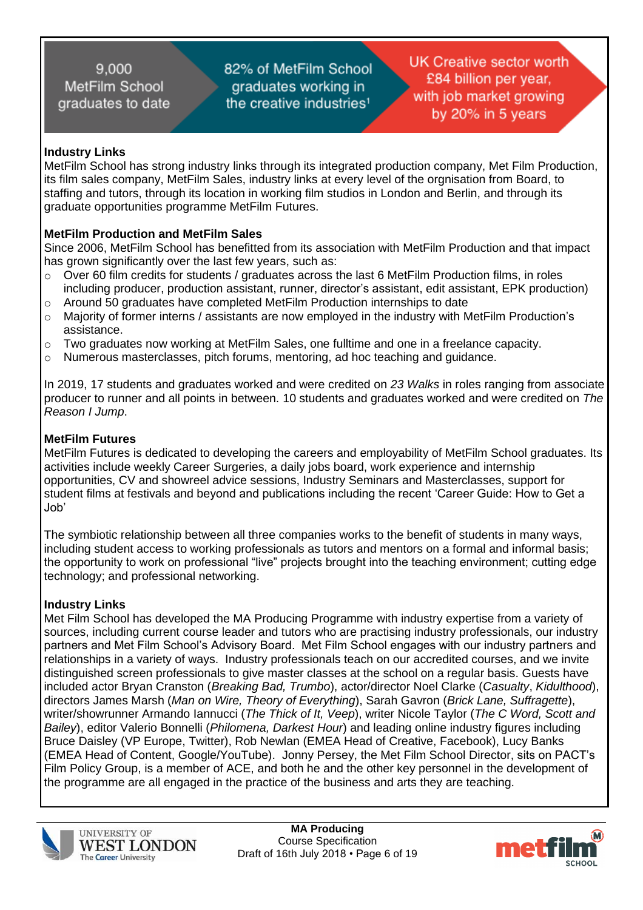9,000 MetFilm School graduates to date

82% of MetFilm School graduates working in the creative industries[1]

UK Creative sector worth £84 billion per year, with job market growing by 20% in 5 years

**Industry Links**

MetFilm School has strong industry links through its integrated production company, Met Film Production, its film sales company, MetFilm Sales, industry links at every level of the orgnisation from Board, to staffing and tutors, through its location in working film studios in London and Berlin, and through its graduate opportunities programme MetFilm Futures.

**MetFilm Production and MetFilm Sales**

Since 2006, MetFilm School has benefitted from its association with MetFilm Production and that impact has grown significantly over the last few years, such as:

- Over 60 film credits for students / graduates across the last 6 MetFilm Production films, in roles including producer, production assistant, runner, director's assistant, edit assistant, EPK production)
- Around 50 graduates have completed MetFilm Production internships to date
- Majority of former interns / assistants are now employed in the industry with MetFilm Production's assistance.
- Two graduates now working at MetFilm Sales, one fulltime and one in a freelance capacity.
- Numerous masterclasses, pitch forums, mentoring, ad hoc teaching and guidance.

In 2019, 17 students and graduates worked and were credited on *23 Walks* in roles ranging from associate producer to runner and all points in between. 10 students and graduates worked and were credited on *The Reason I Jump*.

**MetFilm Futures**

MetFilm Futures is dedicated to developing the careers and employability of MetFilm School graduates. Its activities include weekly Career Surgeries, a daily jobs board, work experience and internship opportunities, CV and showreel advice sessions, Industry Seminars and Masterclasses, support for student films at festivals and beyond and publications including the recent 'Career Guide: How to Get a Job'

The symbiotic relationship between all three companies works to the benefit of students in many ways, including student access to working professionals as tutors and mentors on a formal and informal basis; the opportunity to work on professional "live" projects brought into the teaching environment; cutting edge technology; and professional networking.

**Industry Links**

Met Film School has developed the MA Producing Programme with industry expertise from a variety of sources, including current course leader and tutors who are practising industry professionals, our industry partners and Met Film School's Advisory Board. Met Film School engages with our industry partners and relationships in a variety of ways. Industry professionals teach on our accredited courses, and we invite distinguished screen professionals to give master classes at the school on a regular basis. Guests have included actor Bryan Cranston (*Breaking Bad, Trumbo*), actor/director Noel Clarke (*Casualty*, *Kidulthood*), directors James Marsh (*Man on Wire, Theory of Everything*), Sarah Gavron (*Brick Lane, Suffragette*), writer/showrunner Armando Iannucci (*The Thick of It, Veep*), writer Nicole Taylor (*The C Word, Scott and Bailey*), editor Valerio Bonnelli (*Philomena, Darkest Hour*) and leading online industry figures including Bruce Daisley (VP Europe, Twitter), Rob Newlan (EMEA Head of Creative, Facebook), Lucy Banks (EMEA Head of Content, Google/YouTube). Jonny Persey, the Met Film School Director, sits on PACT's Film Policy Group, is a member of ACE, and both he and the other key personnel in the development of the programme are all engaged in the practice of the business and arts they are teaching.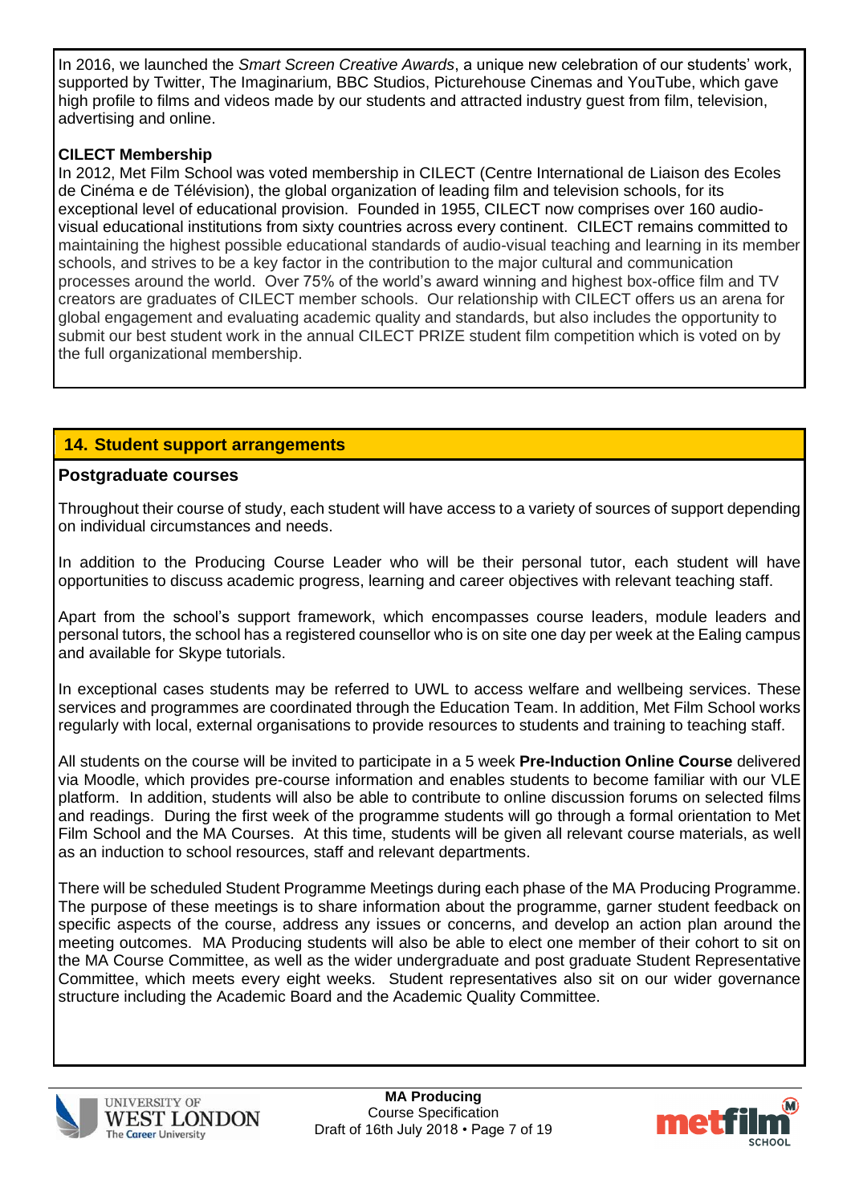In 2016, we launched the *Smart Screen Creative Awards*, a unique new celebration of our students' work, supported by Twitter, The Imaginarium, BBC Studios, Picturehouse Cinemas and YouTube, which gave high profile to films and videos made by our students and attracted industry guest from film, television, advertising and online.

**CILECT Membership**

In 2012, Met Film School was voted membership in CILECT (Centre International de Liaison des Ecoles de Cinéma e de Télévision), the global organization of leading film and television schools, for its exceptional level of educational provision. Founded in 1955, CILECT now comprises over 160 audio-visual educational institutions from sixty countries across every continent. CILECT remains committed to maintaining the highest possible educational standards of audio-visual teaching and learning in its member schools, and strives to be a key factor in the contribution to the major cultural and communication processes around the world. Over 75% of the world's award winning and highest box-office film and TV creators are graduates of CILECT member schools. Our relationship with CILECT offers us an arena for global engagement and evaluating academic quality and standards, but also includes the opportunity to submit our best student work in the annual CILECT PRIZE student film competition which is voted on by the full organizational membership.

## 14. Student support arrangements

**Postgraduate courses**

Throughout their course of study, each student will have access to a variety of sources of support depending on individual circumstances and needs.

In addition to the Producing Course Leader who will be their personal tutor, each student will have opportunities to discuss academic progress, learning and career objectives with relevant teaching staff.

Apart from the school's support framework, which encompasses course leaders, module leaders and personal tutors, the school has a registered counsellor who is on site one day per week at the Ealing campus and available for Skype tutorials.

In exceptional cases students may be referred to UWL to access welfare and wellbeing services. These services and programmes are coordinated through the Education Team. In addition, Met Film School works regularly with local, external organisations to provide resources to students and training to teaching staff.

All students on the course will be invited to participate in a 5 week **Pre-Induction Online Course** delivered via Moodle, which provides pre-course information and enables students to become familiar with our VLE platform. In addition, students will also be able to contribute to online discussion forums on selected films and readings. During the first week of the programme students will go through a formal orientation to Met Film School and the MA Courses. At this time, students will be given all relevant course materials, as well as an induction to school resources, staff and relevant departments.

There will be scheduled Student Programme Meetings during each phase of the MA Producing Programme. The purpose of these meetings is to share information about the programme, garner student feedback on specific aspects of the course, address any issues or concerns, and develop an action plan around the meeting outcomes. MA Producing students will also be able to elect one member of their cohort to sit on the MA Course Committee, as well as the wider undergraduate and post graduate Student Representative Committee, which meets every eight weeks. Student representatives also sit on our wider governance structure including the Academic Board and the Academic Quality Committee.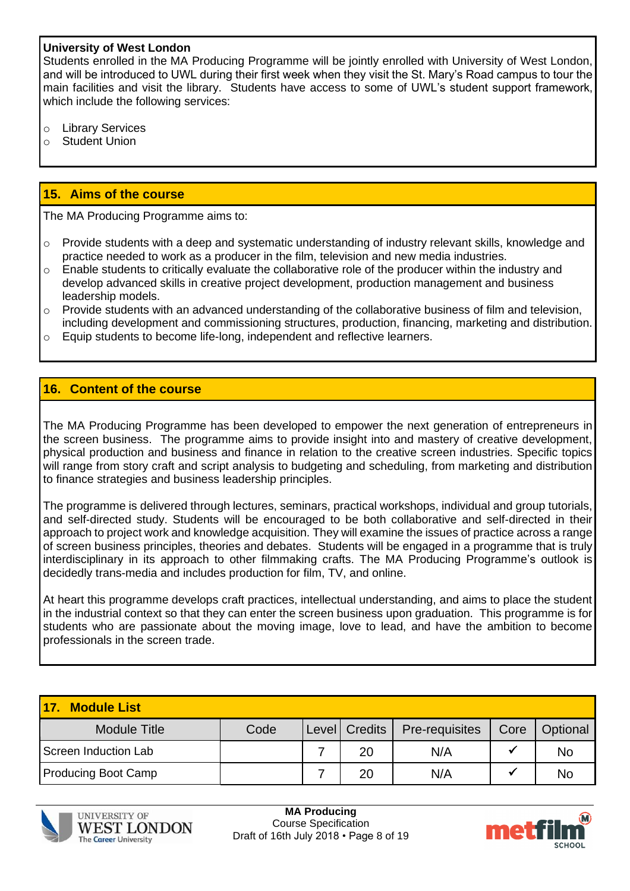**University of West London**
Students enrolled in the MA Producing Programme will be jointly enrolled with University of West London, and will be introduced to UWL during their first week when they visit the St. Mary's Road campus to tour the main facilities and visit the library. Students have access to some of UWL's student support framework, which include the following services:

- Library Services
- Student Union

## 15. Aims of the course

The MA Producing Programme aims to:

- Provide students with a deep and systematic understanding of industry relevant skills, knowledge and practice needed to work as a producer in the film, television and new media industries.
- Enable students to critically evaluate the collaborative role of the producer within the industry and develop advanced skills in creative project development, production management and business leadership models.
- Provide students with an advanced understanding of the collaborative business of film and television, including development and commissioning structures, production, financing, marketing and distribution.
- Equip students to become life-long, independent and reflective learners.

## 16. Content of the course

The MA Producing Programme has been developed to empower the next generation of entrepreneurs in the screen business. The programme aims to provide insight into and mastery of creative development, physical production and business and finance in relation to the creative screen industries. Specific topics will range from story craft and script analysis to budgeting and scheduling, from marketing and distribution to finance strategies and business leadership principles.

The programme is delivered through lectures, seminars, practical workshops, individual and group tutorials, and self-directed study. Students will be encouraged to be both collaborative and self-directed in their approach to project work and knowledge acquisition. They will examine the issues of practice across a range of screen business principles, theories and debates. Students will be engaged in a programme that is truly interdisciplinary in its approach to other filmmaking crafts. The MA Producing Programme's outlook is decidedly trans-media and includes production for film, TV, and online.

At heart this programme develops craft practices, intellectual understanding, and aims to place the student in the industrial context so that they can enter the screen business upon graduation. This programme is for students who are passionate about the moving image, love to lead, and have the ambition to become professionals in the screen trade.

## 17. Module List

| Module Title | Code | Level | Credits | Pre-requisites | Core | Optional |
|---|---|---|---|---|---|---|
| Screen Induction Lab | | 7 | 20 | N/A | ✓ | No |
| Producing Boot Camp | | 7 | 20 | N/A | ✓ | No |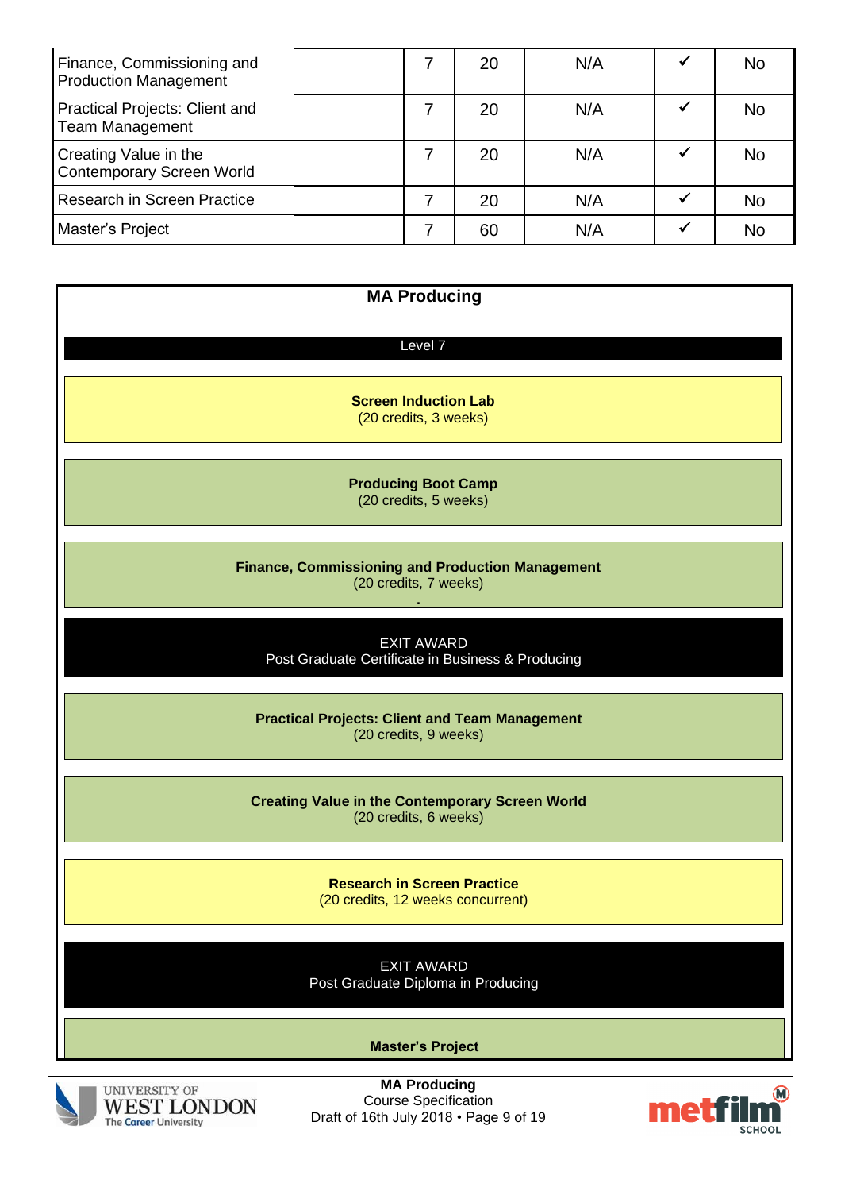| | | | | | | |
|---|---|---|---|---|---|---|
| Finance, Commissioning and Production Management | | 7 | 20 | N/A | ✓ | No |
| Practical Projects: Client and Team Management | | 7 | 20 | N/A | ✓ | No |
| Creating Value in the Contemporary Screen World | | 7 | 20 | N/A | ✓ | No |
| Research in Screen Practice | | 7 | 20 | N/A | ✓ | No |
| Master's Project | | 7 | 60 | N/A | ✓ | No |

## MA Producing

Level 7

**Screen Induction Lab**
(20 credits, 3 weeks)

**Producing Boot Camp**
(20 credits, 5 weeks)

**Finance, Commissioning and Production Management**
(20 credits, 7 weeks)

EXIT AWARD
Post Graduate Certificate in Business & Producing

**Practical Projects: Client and Team Management**
(20 credits, 9 weeks)

**Creating Value in the Contemporary Screen World**
(20 credits, 6 weeks)

**Research in Screen Practice**
(20 credits, 12 weeks concurrent)

EXIT AWARD
Post Graduate Diploma in Producing

**Master's Project**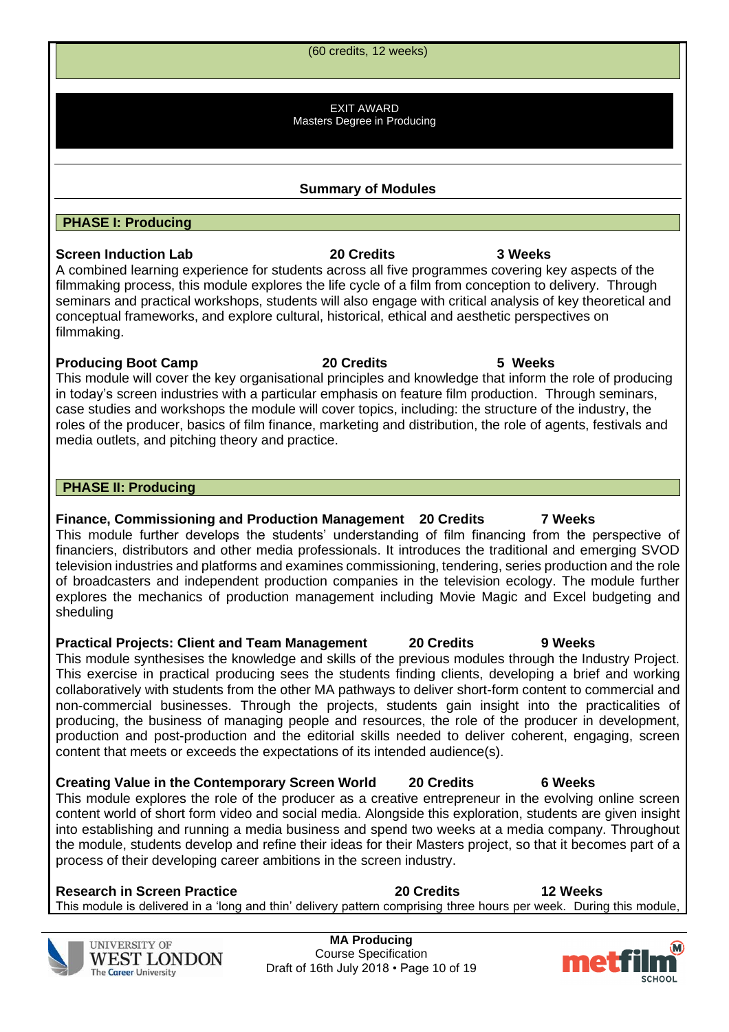(60 credits, 12 weeks)

EXIT AWARD
Masters Degree in Producing

## Summary of Modules

### PHASE I: Producing

**Screen Induction Lab** **20 Credits** **3 Weeks**
A combined learning experience for students across all five programmes covering key aspects of the filmmaking process, this module explores the life cycle of a film from conception to delivery. Through seminars and practical workshops, students will also engage with critical analysis of key theoretical and conceptual frameworks, and explore cultural, historical, ethical and aesthetic perspectives on filmmaking.

**Producing Boot Camp** **20 Credits** **5 Weeks**
This module will cover the key organisational principles and knowledge that inform the role of producing in today's screen industries with a particular emphasis on feature film production. Through seminars, case studies and workshops the module will cover topics, including: the structure of the industry, the roles of the producer, basics of film finance, marketing and distribution, the role of agents, festivals and media outlets, and pitching theory and practice.

### PHASE II: Producing

**Finance, Commissioning and Production Management** **20 Credits** **7 Weeks**
This module further develops the students' understanding of film financing from the perspective of financiers, distributors and other media professionals. It introduces the traditional and emerging SVOD television industries and platforms and examines commissioning, tendering, series production and the role of broadcasters and independent production companies in the television ecology. The module further explores the mechanics of production management including Movie Magic and Excel budgeting and sheduling

**Practical Projects: Client and Team Management** **20 Credits** **9 Weeks**
This module synthesises the knowledge and skills of the previous modules through the Industry Project. This exercise in practical producing sees the students finding clients, developing a brief and working collaboratively with students from the other MA pathways to deliver short-form content to commercial and non-commercial businesses. Through the projects, students gain insight into the practicalities of producing, the business of managing people and resources, the role of the producer in development, production and post-production and the editorial skills needed to deliver coherent, engaging, screen content that meets or exceeds the expectations of its intended audience(s).

**Creating Value in the Contemporary Screen World** **20 Credits** **6 Weeks**
This module explores the role of the producer as a creative entrepreneur in the evolving online screen content world of short form video and social media. Alongside this exploration, students are given insight into establishing and running a media business and spend two weeks at a media company. Throughout the module, students develop and refine their ideas for their Masters project, so that it becomes part of a process of their developing career ambitions in the screen industry.

**Research in Screen Practice** **20 Credits** **12 Weeks**
This module is delivered in a 'long and thin' delivery pattern comprising three hours per week. During this module,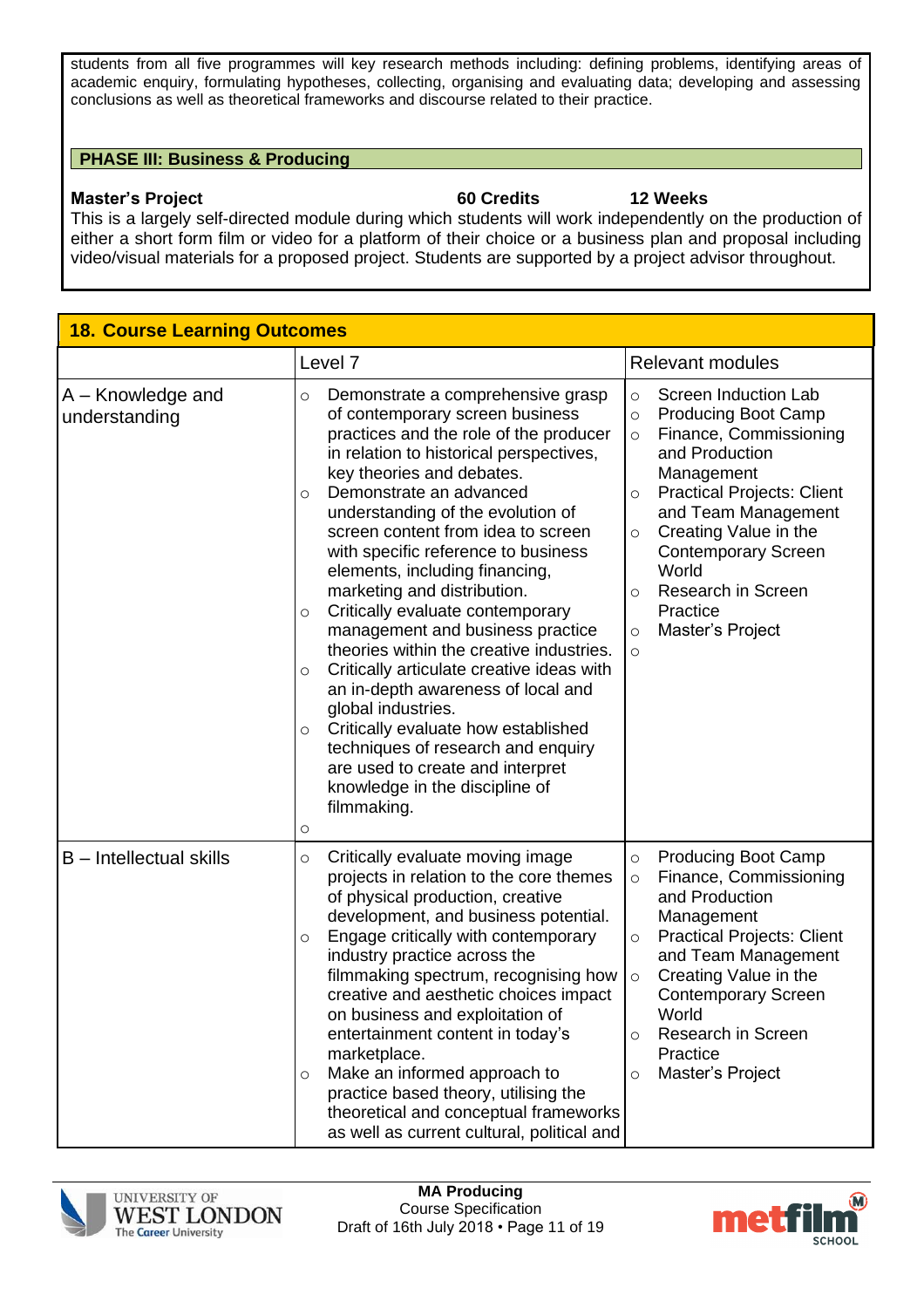students from all five programmes will key research methods including: defining problems, identifying areas of academic enquiry, formulating hypotheses, collecting, organising and evaluating data; developing and assessing conclusions as well as theoretical frameworks and discourse related to their practice.

**PHASE III: Business & Producing**

**Master's Project** **60 Credits** **12 Weeks**

This is a largely self-directed module during which students will work independently on the production of either a short form film or video for a platform of their choice or a business plan and proposal including video/visual materials for a proposed project. Students are supported by a project advisor throughout.

## 18. Course Learning Outcomes

| | Level 7 | Relevant modules |
|---|---|---|
| A – Knowledge and understanding | ○ Demonstrate a comprehensive grasp of contemporary screen business practices and the role of the producer in relation to historical perspectives, key theories and debates.<br>○ Demonstrate an advanced understanding of the evolution of screen content from idea to screen with specific reference to business elements, including financing, marketing and distribution.<br>○ Critically evaluate contemporary management and business practice theories within the creative industries.<br>○ Critically articulate creative ideas with an in-depth awareness of local and global industries.<br>○ Critically evaluate how established techniques of research and enquiry are used to create and interpret knowledge in the discipline of filmmaking.<br>○ | ○ Screen Induction Lab<br>○ Producing Boot Camp<br>○ Finance, Commissioning and Production Management<br>○ Practical Projects: Client and Team Management<br>○ Creating Value in the Contemporary Screen World<br>○ Research in Screen Practice<br>○ Master's Project<br>○ |
| B – Intellectual skills | ○ Critically evaluate moving image projects in relation to the core themes of physical production, creative development, and business potential.<br>○ Engage critically with contemporary industry practice across the filmmaking spectrum, recognising how creative and aesthetic choices impact on business and exploitation of entertainment content in today's marketplace.<br>○ Make an informed approach to practice based theory, utilising the theoretical and conceptual frameworks as well as current cultural, political and | ○ Producing Boot Camp<br>○ Finance, Commissioning and Production Management<br>○ Practical Projects: Client and Team Management<br>○ Creating Value in the Contemporary Screen World<br>○ Research in Screen Practice<br>○ Master's Project |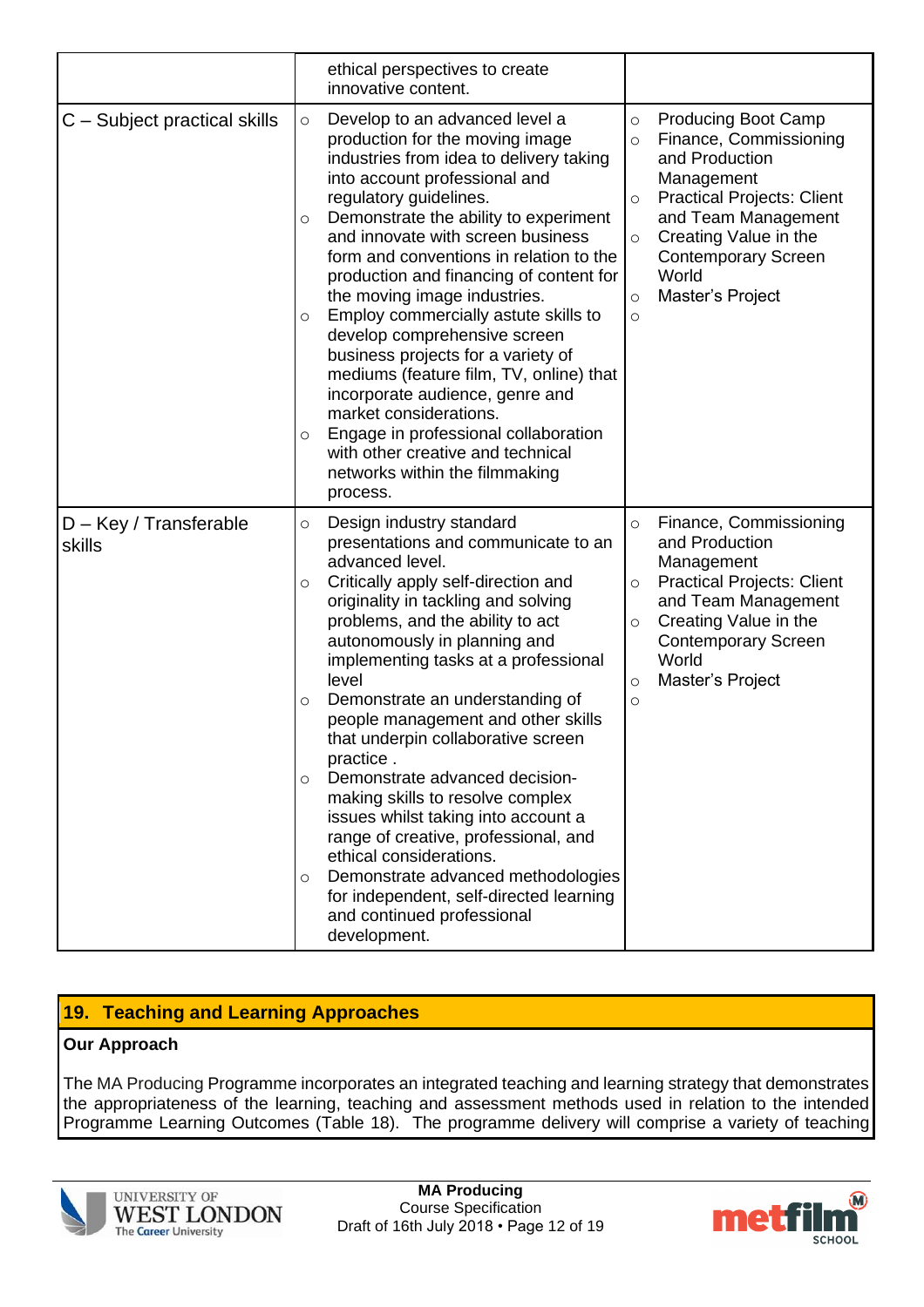| | | |
|---|---|---|
| | ethical perspectives to create innovative content. | |
| C – Subject practical skills | ○ Develop to an advanced level a production for the moving image industries from idea to delivery taking into account professional and regulatory guidelines.<br>○ Demonstrate the ability to experiment and innovate with screen business form and conventions in relation to the production and financing of content for the moving image industries.<br>○ Employ commercially astute skills to develop comprehensive screen business projects for a variety of mediums (feature film, TV, online) that incorporate audience, genre and market considerations.<br>○ Engage in professional collaboration with other creative and technical networks within the filmmaking process. | ○ Producing Boot Camp<br>○ Finance, Commissioning and Production Management<br>○ Practical Projects: Client and Team Management<br>○ Creating Value in the Contemporary Screen World<br>○ Master's Project<br>○ |
| D – Key / Transferable skills | ○ Design industry standard presentations and communicate to an advanced level.<br>○ Critically apply self-direction and originality in tackling and solving problems, and the ability to act autonomously in planning and implementing tasks at a professional level<br>○ Demonstrate an understanding of people management and other skills that underpin collaborative screen practice .<br>○ Demonstrate advanced decision-making skills to resolve complex issues whilst taking into account a range of creative, professional, and ethical considerations.<br>○ Demonstrate advanced methodologies for independent, self-directed learning and continued professional development. | ○ Finance, Commissioning and Production Management<br>○ Practical Projects: Client and Team Management<br>○ Creating Value in the Contemporary Screen World<br>○ Master's Project<br>○ |

## 19. Teaching and Learning Approaches

**Our Approach**

The MA Producing Programme incorporates an integrated teaching and learning strategy that demonstrates the appropriateness of the learning, teaching and assessment methods used in relation to the intended Programme Learning Outcomes (Table 18). The programme delivery will comprise a variety of teaching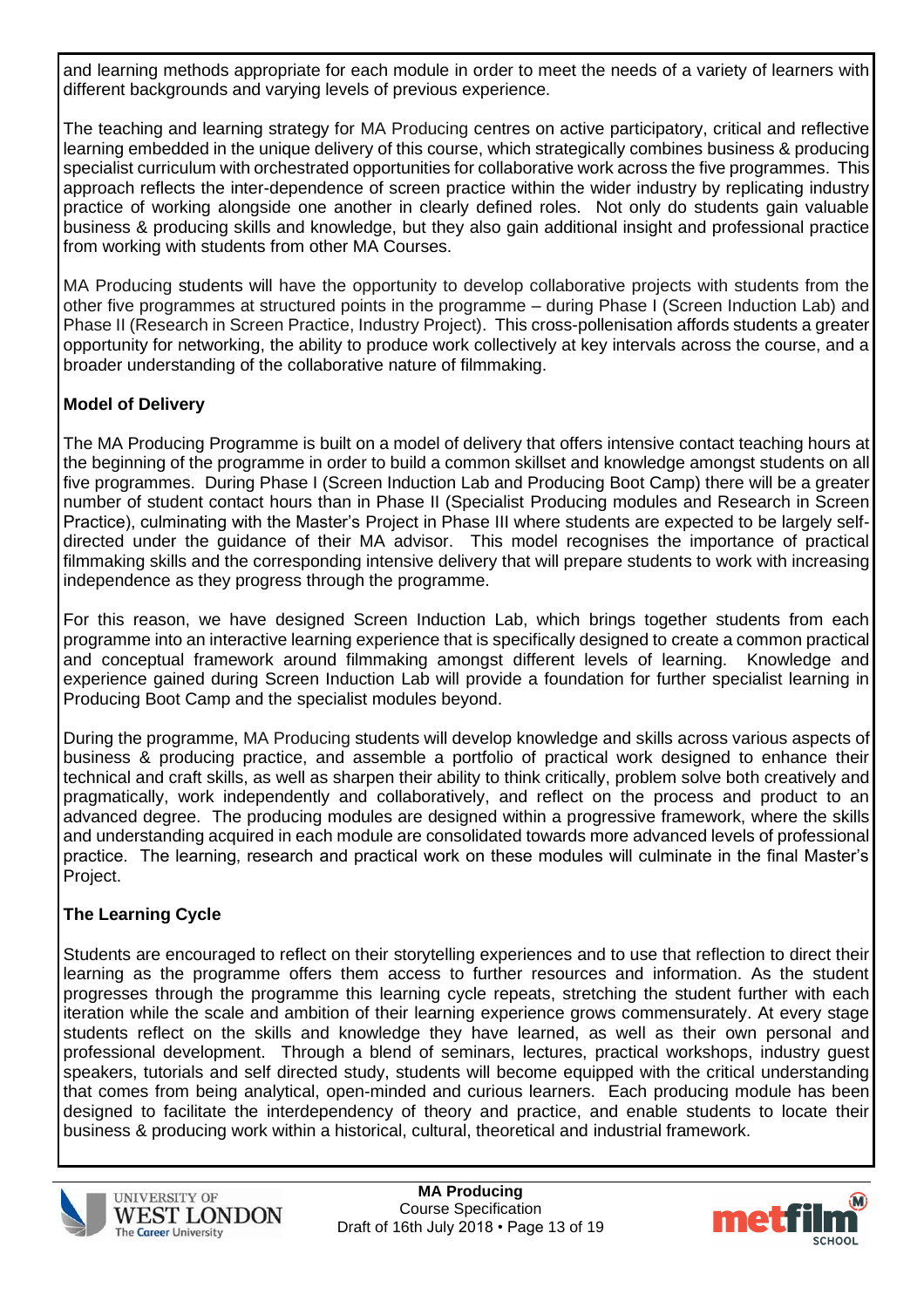and learning methods appropriate for each module in order to meet the needs of a variety of learners with different backgrounds and varying levels of previous experience.

The teaching and learning strategy for MA Producing centres on active participatory, critical and reflective learning embedded in the unique delivery of this course, which strategically combines business & producing specialist curriculum with orchestrated opportunities for collaborative work across the five programmes. This approach reflects the inter-dependence of screen practice within the wider industry by replicating industry practice of working alongside one another in clearly defined roles. Not only do students gain valuable business & producing skills and knowledge, but they also gain additional insight and professional practice from working with students from other MA Courses.

MA Producing students will have the opportunity to develop collaborative projects with students from the other five programmes at structured points in the programme – during Phase I (Screen Induction Lab) and Phase II (Research in Screen Practice, Industry Project). This cross-pollenisation affords students a greater opportunity for networking, the ability to produce work collectively at key intervals across the course, and a broader understanding of the collaborative nature of filmmaking.

**Model of Delivery**

The MA Producing Programme is built on a model of delivery that offers intensive contact teaching hours at the beginning of the programme in order to build a common skillset and knowledge amongst students on all five programmes. During Phase I (Screen Induction Lab and Producing Boot Camp) there will be a greater number of student contact hours than in Phase II (Specialist Producing modules and Research in Screen Practice), culminating with the Master's Project in Phase III where students are expected to be largely self-directed under the guidance of their MA advisor. This model recognises the importance of practical filmmaking skills and the corresponding intensive delivery that will prepare students to work with increasing independence as they progress through the programme.

For this reason, we have designed Screen Induction Lab, which brings together students from each programme into an interactive learning experience that is specifically designed to create a common practical and conceptual framework around filmmaking amongst different levels of learning. Knowledge and experience gained during Screen Induction Lab will provide a foundation for further specialist learning in Producing Boot Camp and the specialist modules beyond.

During the programme, MA Producing students will develop knowledge and skills across various aspects of business & producing practice, and assemble a portfolio of practical work designed to enhance their technical and craft skills, as well as sharpen their ability to think critically, problem solve both creatively and pragmatically, work independently and collaboratively, and reflect on the process and product to an advanced degree. The producing modules are designed within a progressive framework, where the skills and understanding acquired in each module are consolidated towards more advanced levels of professional practice. The learning, research and practical work on these modules will culminate in the final Master's Project.

**The Learning Cycle**

Students are encouraged to reflect on their storytelling experiences and to use that reflection to direct their learning as the programme offers them access to further resources and information. As the student progresses through the programme this learning cycle repeats, stretching the student further with each iteration while the scale and ambition of their learning experience grows commensurately. At every stage students reflect on the skills and knowledge they have learned, as well as their own personal and professional development. Through a blend of seminars, lectures, practical workshops, industry guest speakers, tutorials and self directed study, students will become equipped with the critical understanding that comes from being analytical, open-minded and curious learners. Each producing module has been designed to facilitate the interdependency of theory and practice, and enable students to locate their business & producing work within a historical, cultural, theoretical and industrial framework.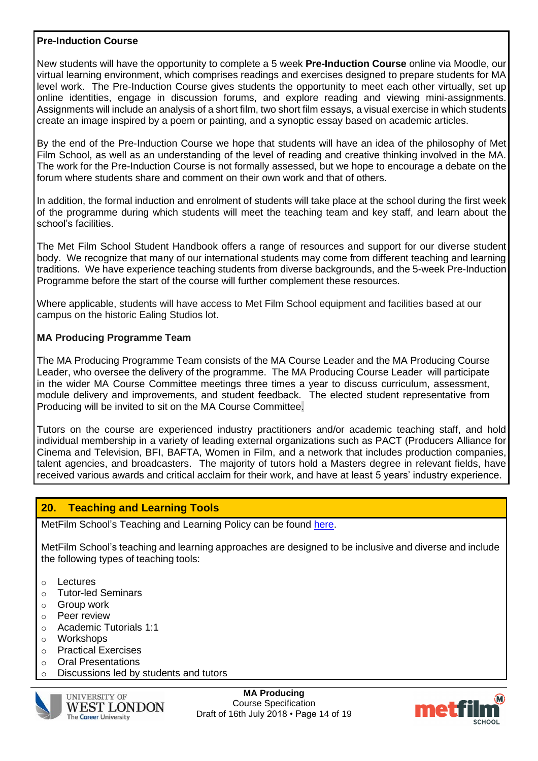**Pre-Induction Course**

New students will have the opportunity to complete a 5 week **Pre-Induction Course** online via Moodle, our virtual learning environment, which comprises readings and exercises designed to prepare students for MA level work. The Pre-Induction Course gives students the opportunity to meet each other virtually, set up online identities, engage in discussion forums, and explore reading and viewing mini-assignments. Assignments will include an analysis of a short film, two short film essays, a visual exercise in which students create an image inspired by a poem or painting, and a synoptic essay based on academic articles.

By the end of the Pre-Induction Course we hope that students will have an idea of the philosophy of Met Film School, as well as an understanding of the level of reading and creative thinking involved in the MA. The work for the Pre-Induction Course is not formally assessed, but we hope to encourage a debate on the forum where students share and comment on their own work and that of others.

In addition, the formal induction and enrolment of students will take place at the school during the first week of the programme during which students will meet the teaching team and key staff, and learn about the school's facilities.

The Met Film School Student Handbook offers a range of resources and support for our diverse student body. We recognize that many of our international students may come from different teaching and learning traditions. We have experience teaching students from diverse backgrounds, and the 5-week Pre-Induction Programme before the start of the course will further complement these resources.

Where applicable, students will have access to Met Film School equipment and facilities based at our campus on the historic Ealing Studios lot.

**MA Producing Programme Team**

The MA Producing Programme Team consists of the MA Course Leader and the MA Producing Course Leader, who oversee the delivery of the programme. The MA Producing Course Leader will participate in the wider MA Course Committee meetings three times a year to discuss curriculum, assessment, module delivery and improvements, and student feedback. The elected student representative from Producing will be invited to sit on the MA Course Committee.

Tutors on the course are experienced industry practitioners and/or academic teaching staff, and hold individual membership in a variety of leading external organizations such as PACT (Producers Alliance for Cinema and Television, BFI, BAFTA, Women in Film, and a network that includes production companies, talent agencies, and broadcasters. The majority of tutors hold a Masters degree in relevant fields, have received various awards and critical acclaim for their work, and have at least 5 years' industry experience.

## 20. Teaching and Learning Tools

MetFilm School's Teaching and Learning Policy can be found here.

MetFilm School's teaching and learning approaches are designed to be inclusive and diverse and include the following types of teaching tools:

- Lectures
- Tutor-led Seminars
- Group work
- Peer review
- Academic Tutorials 1:1
- Workshops
- Practical Exercises
- Oral Presentations
- Discussions led by students and tutors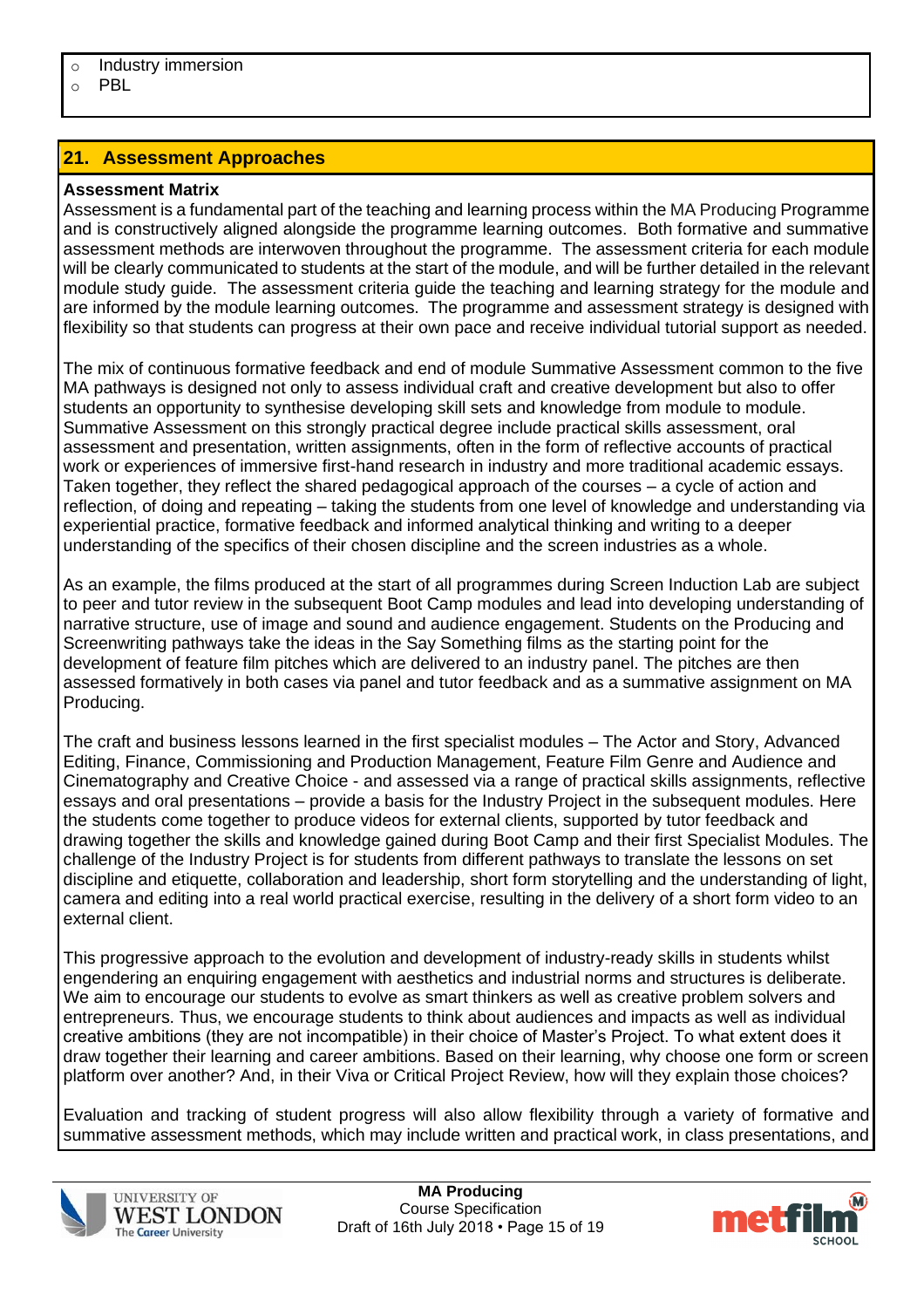- Industry immersion
- PBL

## 21. Assessment Approaches

**Assessment Matrix**

Assessment is a fundamental part of the teaching and learning process within the MA Producing Programme and is constructively aligned alongside the programme learning outcomes. Both formative and summative assessment methods are interwoven throughout the programme. The assessment criteria for each module will be clearly communicated to students at the start of the module, and will be further detailed in the relevant module study guide. The assessment criteria guide the teaching and learning strategy for the module and are informed by the module learning outcomes. The programme and assessment strategy is designed with flexibility so that students can progress at their own pace and receive individual tutorial support as needed.

The mix of continuous formative feedback and end of module Summative Assessment common to the five MA pathways is designed not only to assess individual craft and creative development but also to offer students an opportunity to synthesise developing skill sets and knowledge from module to module. Summative Assessment on this strongly practical degree include practical skills assessment, oral assessment and presentation, written assignments, often in the form of reflective accounts of practical work or experiences of immersive first-hand research in industry and more traditional academic essays. Taken together, they reflect the shared pedagogical approach of the courses – a cycle of action and reflection, of doing and repeating – taking the students from one level of knowledge and understanding via experiential practice, formative feedback and informed analytical thinking and writing to a deeper understanding of the specifics of their chosen discipline and the screen industries as a whole.

As an example, the films produced at the start of all programmes during Screen Induction Lab are subject to peer and tutor review in the subsequent Boot Camp modules and lead into developing understanding of narrative structure, use of image and sound and audience engagement. Students on the Producing and Screenwriting pathways take the ideas in the Say Something films as the starting point for the development of feature film pitches which are delivered to an industry panel. The pitches are then assessed formatively in both cases via panel and tutor feedback and as a summative assignment on MA Producing.

The craft and business lessons learned in the first specialist modules – The Actor and Story, Advanced Editing, Finance, Commissioning and Production Management, Feature Film Genre and Audience and Cinematography and Creative Choice - and assessed via a range of practical skills assignments, reflective essays and oral presentations – provide a basis for the Industry Project in the subsequent modules. Here the students come together to produce videos for external clients, supported by tutor feedback and drawing together the skills and knowledge gained during Boot Camp and their first Specialist Modules. The challenge of the Industry Project is for students from different pathways to translate the lessons on set discipline and etiquette, collaboration and leadership, short form storytelling and the understanding of light, camera and editing into a real world practical exercise, resulting in the delivery of a short form video to an external client.

This progressive approach to the evolution and development of industry-ready skills in students whilst engendering an enquiring engagement with aesthetics and industrial norms and structures is deliberate. We aim to encourage our students to evolve as smart thinkers as well as creative problem solvers and entrepreneurs. Thus, we encourage students to think about audiences and impacts as well as individual creative ambitions (they are not incompatible) in their choice of Master's Project. To what extent does it draw together their learning and career ambitions. Based on their learning, why choose one form or screen platform over another? And, in their Viva or Critical Project Review, how will they explain those choices?

Evaluation and tracking of student progress will also allow flexibility through a variety of formative and summative assessment methods, which may include written and practical work, in class presentations, and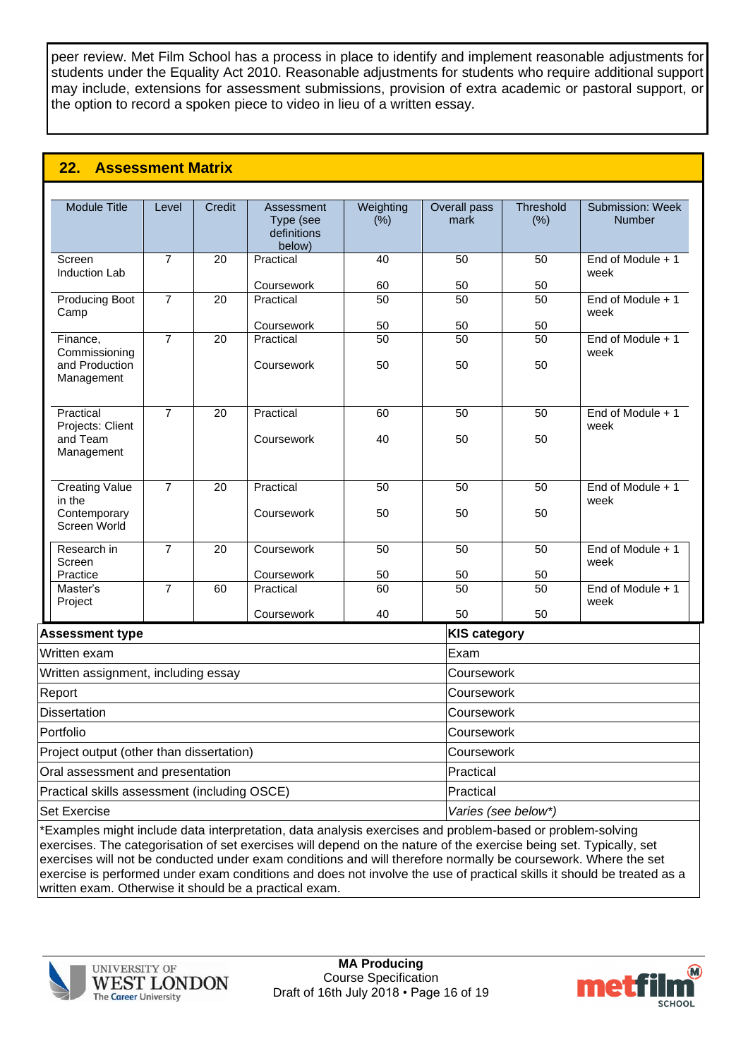peer review. Met Film School has a process in place to identify and implement reasonable adjustments for students under the Equality Act 2010. Reasonable adjustments for students who require additional support may include, extensions for assessment submissions, provision of extra academic or pastoral support, or the option to record a spoken piece to video in lieu of a written essay.

## 22. Assessment Matrix

| Module Title | Level | Credit | Assessment Type (see definitions below) | Weighting (%) | Overall pass mark | Threshold (%) | Submission: Week Number |
|---|---|---|---|---|---|---|---|
| Screen Induction Lab | 7 | 20 | Practical<br><br>Coursework | 40<br><br>60 | 50<br><br>50 | 50<br><br>50 | End of Module + 1 week |
| Producing Boot Camp | 7 | 20 | Practical<br><br>Coursework | 50<br><br>50 | 50<br><br>50 | 50<br><br>50 | End of Module + 1 week |
| Finance, Commissioning and Production Management | 7 | 20 | Practical<br><br>Coursework | 50<br><br>50 | 50<br><br>50 | 50<br><br>50 | End of Module + 1 week |
| Practical Projects: Client and Team Management | 7 | 20 | Practical<br><br>Coursework | 60<br><br>40 | 50<br><br>50 | 50<br><br>50 | End of Module + 1 week |
| Creating Value in the Contemporary Screen World | 7 | 20 | Practical<br><br>Coursework | 50<br><br>50 | 50<br><br>50 | 50<br><br>50 | End of Module + 1 week |
| Research in Screen Practice | 7 | 20 | Coursework<br><br>Coursework | 50<br><br>50 | 50<br><br>50 | 50<br><br>50 | End of Module + 1 week |
| Master's Project | 7 | 60 | Practical<br><br>Coursework | 60<br><br>40 | 50<br><br>50 | 50<br><br>50 | End of Module + 1 week |

| Assessment type | KIS category |
|---|---|
| Written exam | Exam |
| Written assignment, including essay | Coursework |
| Report | Coursework |
| Dissertation | Coursework |
| Portfolio | Coursework |
| Project output (other than dissertation) | Coursework |
| Oral assessment and presentation | Practical |
| Practical skills assessment (including OSCE) | Practical |
| Set Exercise | *Varies (see below*)* |

*Examples might include data interpretation, data analysis exercises and problem-based or problem-solving exercises. The categorisation of set exercises will depend on the nature of the exercise being set. Typically, set exercises will not be conducted under exam conditions and will therefore normally be coursework. Where the set exercise is performed under exam conditions and does not involve the use of practical skills it should be treated as a written exam. Otherwise it should be a practical exam.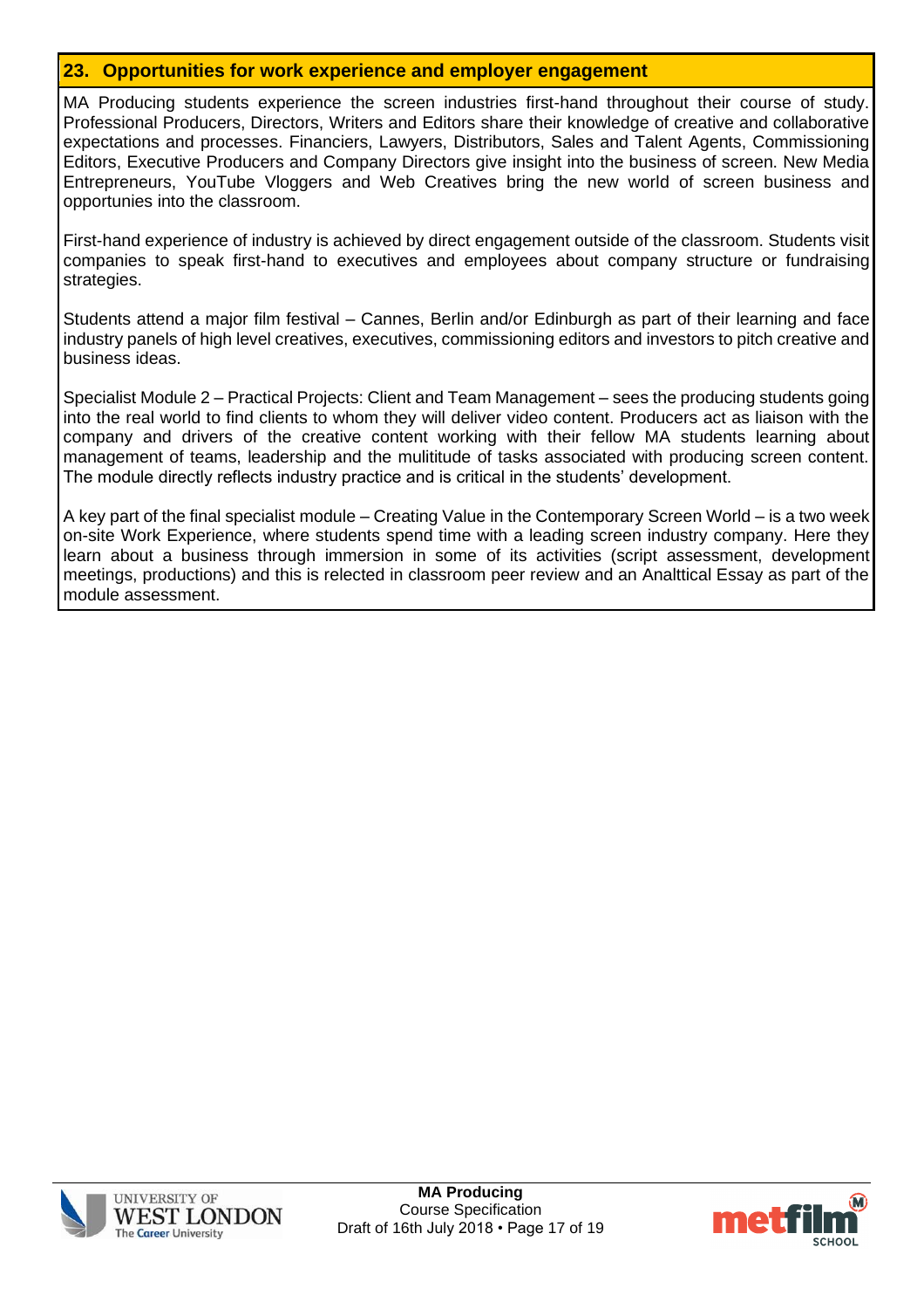## 23. Opportunities for work experience and employer engagement

MA Producing students experience the screen industries first-hand throughout their course of study. Professional Producers, Directors, Writers and Editors share their knowledge of creative and collaborative expectations and processes. Financiers, Lawyers, Distributors, Sales and Talent Agents, Commissioning Editors, Executive Producers and Company Directors give insight into the business of screen. New Media Entrepreneurs, YouTube Vloggers and Web Creatives bring the new world of screen business and opportunies into the classroom.

First-hand experience of industry is achieved by direct engagement outside of the classroom. Students visit companies to speak first-hand to executives and employees about company structure or fundraising strategies.

Students attend a major film festival – Cannes, Berlin and/or Edinburgh as part of their learning and face industry panels of high level creatives, executives, commissioning editors and investors to pitch creative and business ideas.

Specialist Module 2 – Practical Projects: Client and Team Management – sees the producing students going into the real world to find clients to whom they will deliver video content. Producers act as liaison with the company and drivers of the creative content working with their fellow MA students learning about management of teams, leadership and the mulititude of tasks associated with producing screen content. The module directly reflects industry practice and is critical in the students' development.

A key part of the final specialist module – Creating Value in the Contemporary Screen World – is a two week on-site Work Experience, where students spend time with a leading screen industry company. Here they learn about a business through immersion in some of its activities (script assessment, development meetings, productions) and this is relected in classroom peer review and an Analttical Essay as part of the module assessment.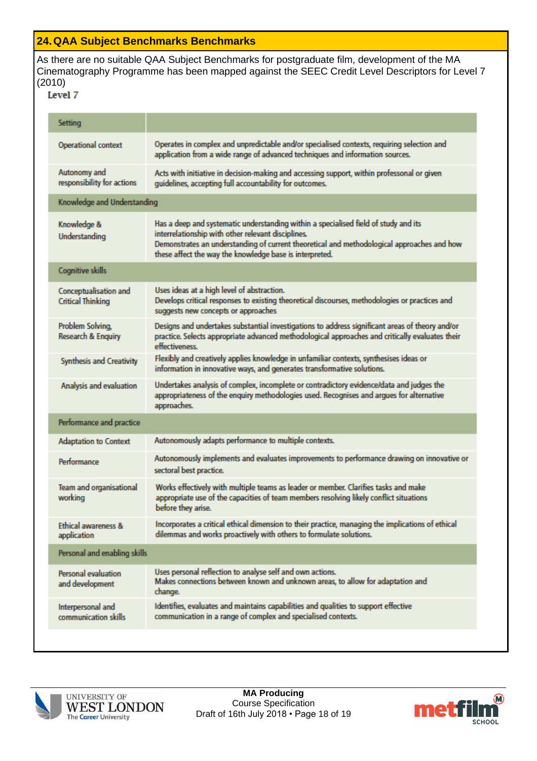## 24. QAA Subject Benchmarks Benchmarks

As there are no suitable QAA Subject Benchmarks for postgraduate film, development of the MA Cinematography Programme has been mapped against the SEEC Credit Level Descriptors for Level 7 (2010)

**Level 7**

| Setting | |
|---|---|
| Operational context | Operates in complex and unpredictable and/or specialised contexts, requiring selection and application from a wide range of advanced techniques and information sources. |
| Autonomy and responsibility for actions | Acts with initiative in decision-making and accessing support, within professonal or given guidelines, accepting full accountability for outcomes. |
| **Knowledge and Understanding** | |
| Knowledge & Understanding | Has a deep and systematic understanding within a specialised field of study and its interrelationship with other relevant disciplines. Demonstrates an understanding of current theoretical and methodological approaches and how these affect the way the knowledge base is interpreted. |
| **Cognitive skills** | |
| Conceptualisation and Critical Thinking | Uses ideas at a high level of abstraction. Develops critical responses to existing theoretical discourses, methodologies or practices and suggests new concepts or approaches |
| Problem Solving, Research & Enquiry | Designs and undertakes substantial investigations to address significant areas of theory and/or practice. Selects appropriate advanced methodological approaches and critically evaluates their effectiveness. |
| Synthesis and Creativity | Flexibly and creatively applies knowledge in unfamiliar contexts, synthesises ideas or information in innovative ways, and generates transformative solutions. |
| Analysis and evaluation | Undertakes analysis of complex, incomplete or contradictory evidence/data and judges the appropriateness of the enquiry methodologies used. Recognises and argues for alternative approaches. |
| **Performance and practice** | |
| Adaptation to Context | Autonomously adapts performance to multiple contexts. |
| Performance | Autonomously implements and evaluates improvements to performance drawing on innovative or sectoral best practice. |
| Team and organisational working | Works effectively with multiple teams as leader or member. Clarifies tasks and make appropriate use of the capacities of team members resolving likely conflict situations before they arise. |
| Ethical awareness & application | Incorporates a critical ethical dimension to their practice, managing the implications of ethical dilemmas and works proactively with others to formulate solutions. |
| **Personal and enabling skills** | |
| Personal evaluation and development | Uses personal reflection to analyse self and own actions. Makes connections between known and unknown areas, to allow for adaptation and change. |
| Interpersonal and communication skills | Identifies, evaluates and maintains capabilities and qualities to support effective communication in a range of complex and specialised contexts. |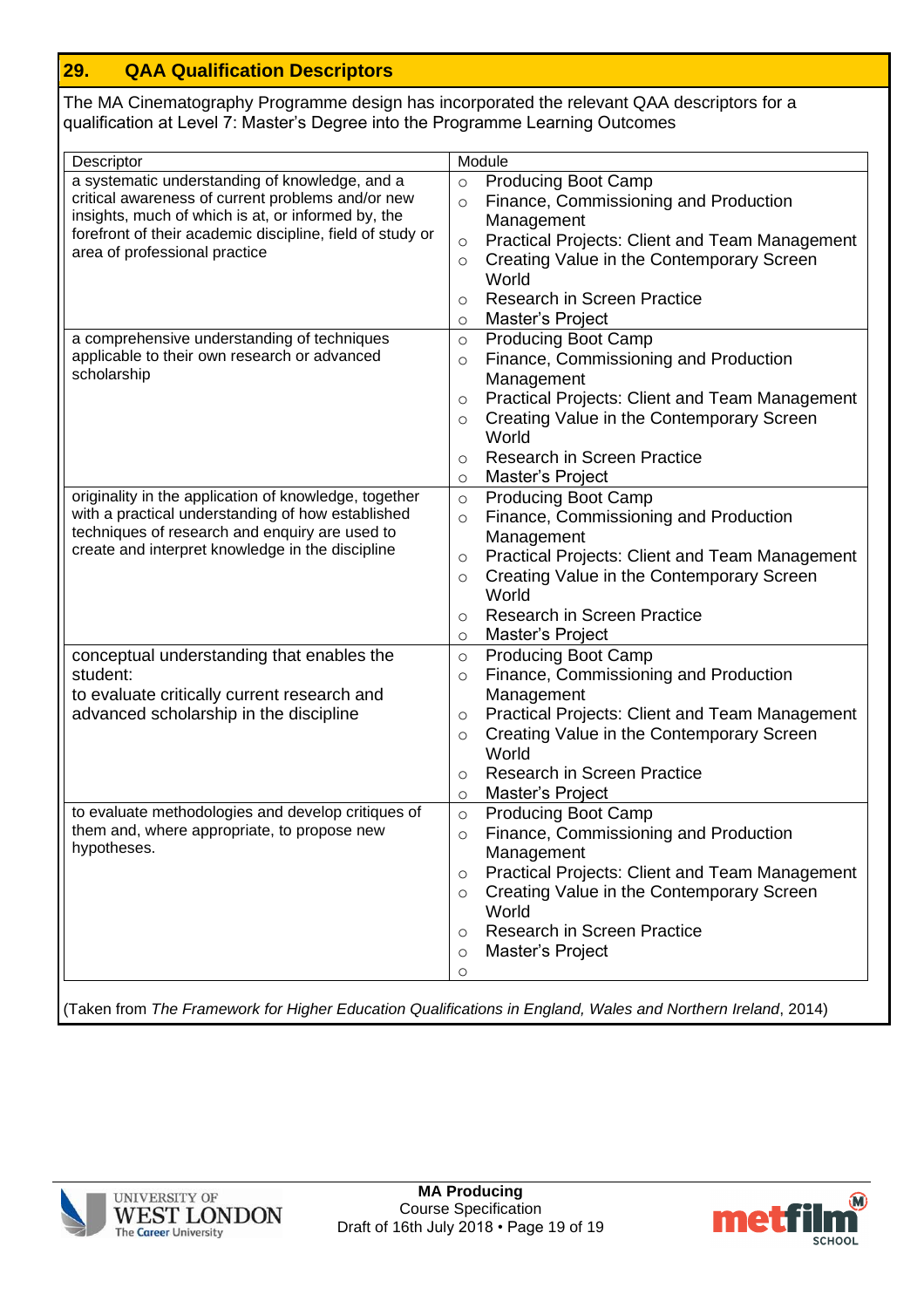## 29. QAA Qualification Descriptors

The MA Cinematography Programme design has incorporated the relevant QAA descriptors for a qualification at Level 7: Master's Degree into the Programme Learning Outcomes

| Descriptor | Module |
|---|---|
| a systematic understanding of knowledge, and a critical awareness of current problems and/or new insights, much of which is at, or informed by, the forefront of their academic discipline, field of study or area of professional practice | ○ Producing Boot Camp<br>○ Finance, Commissioning and Production Management<br>○ Practical Projects: Client and Team Management<br>○ Creating Value in the Contemporary Screen World<br>○ Research in Screen Practice<br>○ Master's Project |
| a comprehensive understanding of techniques applicable to their own research or advanced scholarship | ○ Producing Boot Camp<br>○ Finance, Commissioning and Production Management<br>○ Practical Projects: Client and Team Management<br>○ Creating Value in the Contemporary Screen World<br>○ Research in Screen Practice<br>○ Master's Project |
| originality in the application of knowledge, together with a practical understanding of how established techniques of research and enquiry are used to create and interpret knowledge in the discipline | ○ Producing Boot Camp<br>○ Finance, Commissioning and Production Management<br>○ Practical Projects: Client and Team Management<br>○ Creating Value in the Contemporary Screen World<br>○ Research in Screen Practice<br>○ Master's Project |
| conceptual understanding that enables the student:<br>to evaluate critically current research and advanced scholarship in the discipline | ○ Producing Boot Camp<br>○ Finance, Commissioning and Production Management<br>○ Practical Projects: Client and Team Management<br>○ Creating Value in the Contemporary Screen World<br>○ Research in Screen Practice<br>○ Master's Project |
| to evaluate methodologies and develop critiques of them and, where appropriate, to propose new hypotheses. | ○ Producing Boot Camp<br>○ Finance, Commissioning and Production Management<br>○ Practical Projects: Client and Team Management<br>○ Creating Value in the Contemporary Screen World<br>○ Research in Screen Practice<br>○ Master's Project<br>○ |

(Taken from *The Framework for Higher Education Qualifications in England, Wales and Northern Ireland*, 2014)